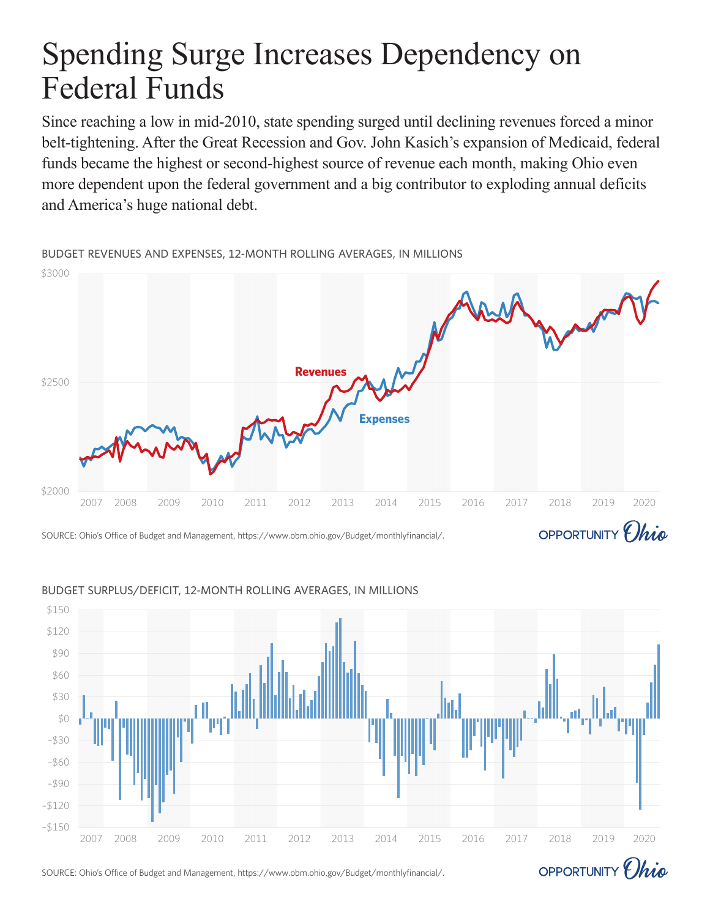# Spending Surge Increases Dependency on Federal Funds

Since reaching a low in mid-2010, state spending surged until declining revenues forced a minor belt-tightening. After the Great Recession and Gov. John Kasich's expansion of Medicaid, federal funds became the highest or second-highest source of revenue each month, making Ohio even more dependent upon the federal government and a big contributor to exploding annual deficits and America's huge national debt.

BUDGET REVENUES AND EXPENSES, 12-MONTH ROLLING AVERAGES, IN MILLIONS

SOURCE: Ohio's Office of Budget and Management, https://www.obm.ohio.gov/Budget/monthlyfinancial/.

BUDGET SURPLUS/DEFICIT, 12-MONTH ROLLING AVERAGES, IN MILLIONS

SOURCE: Ohio's Office of Budget and Management, https://www.obm.ohio.gov/Budget/monthlyfinancial/.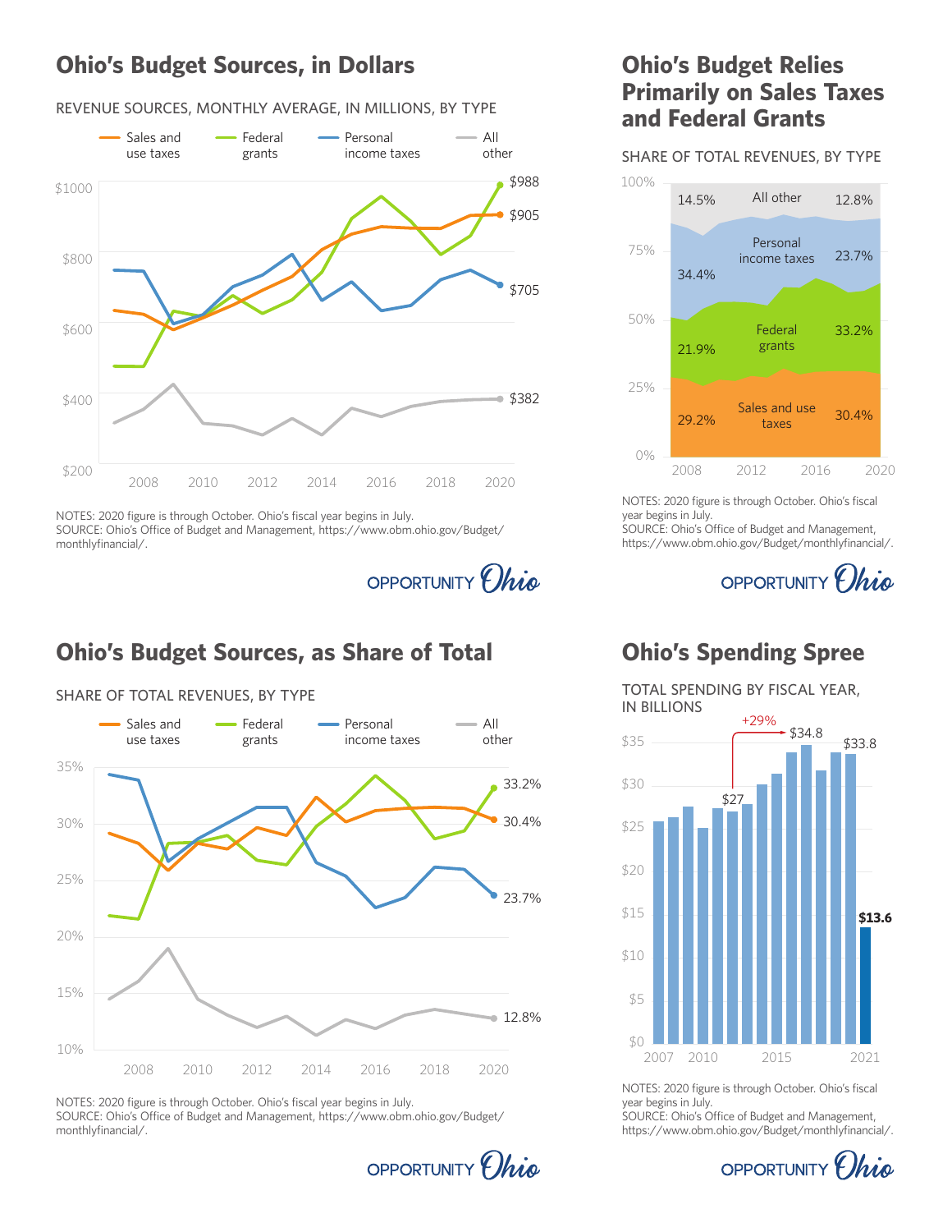## Ohio's Budget Sources, in Dollars

REVENUE SOURCES, MONTHLY AVERAGE, IN MILLIONS, BY TYPE

Sales and use taxes
Federal grants
Personal income taxes
All other

$1000
$800
$600
$400
$200

2008 2010 2012 2014 2016 2018 2020

$988
$905
$705
$382

NOTES: 2020 figure is through October. Ohio's fiscal year begins in July.
SOURCE: Ohio's Office of Budget and Management, https://www.obm.ohio.gov/Budget/monthlyfinancial/.

OPPORTUNITY Ohio

## Ohio's Budget Relies Primarily on Sales Taxes and Federal Grants

SHARE OF TOTAL REVENUES, BY TYPE

100%
75%
50%
25%
0%

2008 2012 2016 2020

All other
14.5%
12.8%

Personal income taxes
34.4%
23.7%

Federal grants
21.9%
33.2%

Sales and use taxes
29.2%
30.4%

NOTES: 2020 figure is through October. Ohio's fiscal year begins in July.
SOURCE: Ohio's Office of Budget and Management, https://www.obm.ohio.gov/Budget/monthlyfinancial/.

OPPORTUNITY Ohio

## Ohio's Budget Sources, as Share of Total

SHARE OF TOTAL REVENUES, BY TYPE

Sales and use taxes
Federal grants
Personal income taxes
All other

35%
30%
25%
20%
15%
10%

2008 2010 2012 2014 2016 2018 2020

33.2%
30.4%
23.7%
12.8%

NOTES: 2020 figure is through October. Ohio's fiscal year begins in July.
SOURCE: Ohio's Office of Budget and Management, https://www.obm.ohio.gov/Budget/monthlyfinancial/.

OPPORTUNITY Ohio

## Ohio's Spending Spree

TOTAL SPENDING BY FISCAL YEAR, IN BILLIONS

$35
$30
$25
$20
$15
$10
$5
$0

2007 2010 2015 2021

+29%
$27
$34.8
$33.8
$13.6

NOTES: 2020 figure is through October. Ohio's fiscal year begins in July.
SOURCE: Ohio's Office of Budget and Management, https://www.obm.ohio.gov/Budget/monthlyfinancial/.

OPPORTUNITY Ohio